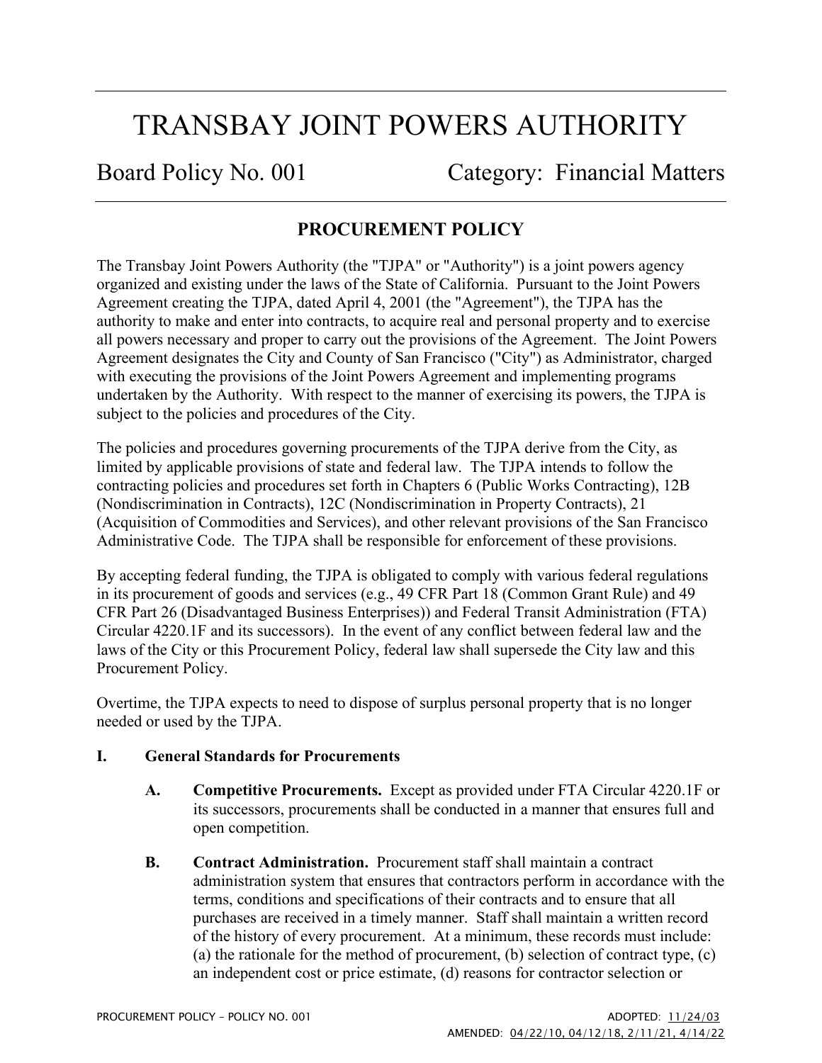# TRANSBAY JOINT POWERS AUTHORITY

## Board Policy No. 001 Category: Financial Matters

### PROCUREMENT POLICY

The Transbay Joint Powers Authority (the "TJPA" or "Authority") is a joint powers agency organized and existing under the laws of the State of California. Pursuant to the Joint Powers Agreement creating the TJPA, dated April 4, 2001 (the "Agreement"), the TJPA has the authority to make and enter into contracts, to acquire real and personal property and to exercise all powers necessary and proper to carry out the provisions of the Agreement. The Joint Powers Agreement designates the City and County of San Francisco ("City") as Administrator, charged with executing the provisions of the Joint Powers Agreement and implementing programs undertaken by the Authority. With respect to the manner of exercising its powers, the TJPA is subject to the policies and procedures of the City.

The policies and procedures governing procurements of the TJPA derive from the City, as limited by applicable provisions of state and federal law. The TJPA intends to follow the contracting policies and procedures set forth in Chapters 6 (Public Works Contracting), 12B (Nondiscrimination in Contracts), 12C (Nondiscrimination in Property Contracts), 21 (Acquisition of Commodities and Services), and other relevant provisions of the San Francisco Administrative Code. The TJPA shall be responsible for enforcement of these provisions.

By accepting federal funding, the TJPA is obligated to comply with various federal regulations in its procurement of goods and services (e.g., 49 CFR Part 18 (Common Grant Rule) and 49 CFR Part 26 (Disadvantaged Business Enterprises)) and Federal Transit Administration (FTA) Circular 4220.1F and its successors). In the event of any conflict between federal law and the laws of the City or this Procurement Policy, federal law shall supersede the City law and this Procurement Policy.

Overtime, the TJPA expects to need to dispose of surplus personal property that is no longer needed or used by the TJPA.

**I. General Standards for Procurements**

**A. Competitive Procurements.** Except as provided under FTA Circular 4220.1F or its successors, procurements shall be conducted in a manner that ensures full and open competition.

**B. Contract Administration.** Procurement staff shall maintain a contract administration system that ensures that contractors perform in accordance with the terms, conditions and specifications of their contracts and to ensure that all purchases are received in a timely manner. Staff shall maintain a written record of the history of every procurement. At a minimum, these records must include: (a) the rationale for the method of procurement, (b) selection of contract type, (c) an independent cost or price estimate, (d) reasons for contractor selection or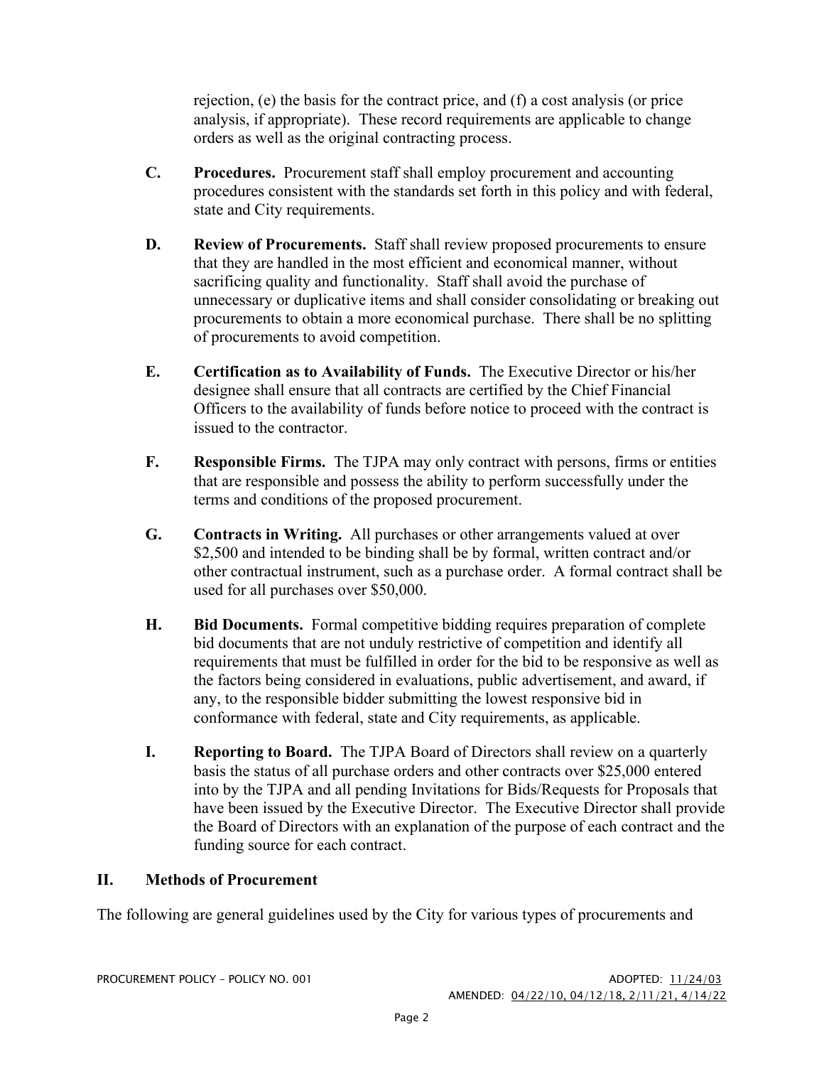rejection, (e) the basis for the contract price, and (f) a cost analysis (or price analysis, if appropriate). These record requirements are applicable to change orders as well as the original contracting process.

**C. Procedures.** Procurement staff shall employ procurement and accounting procedures consistent with the standards set forth in this policy and with federal, state and City requirements.

**D. Review of Procurements.** Staff shall review proposed procurements to ensure that they are handled in the most efficient and economical manner, without sacrificing quality and functionality. Staff shall avoid the purchase of unnecessary or duplicative items and shall consider consolidating or breaking out procurements to obtain a more economical purchase. There shall be no splitting of procurements to avoid competition.

**E. Certification as to Availability of Funds.** The Executive Director or his/her designee shall ensure that all contracts are certified by the Chief Financial Officers to the availability of funds before notice to proceed with the contract is issued to the contractor.

**F. Responsible Firms.** The TJPA may only contract with persons, firms or entities that are responsible and possess the ability to perform successfully under the terms and conditions of the proposed procurement.

**G. Contracts in Writing.** All purchases or other arrangements valued at over $2,500 and intended to be binding shall be by formal, written contract and/or other contractual instrument, such as a purchase order. A formal contract shall be used for all purchases over $50,000.

**H. Bid Documents.** Formal competitive bidding requires preparation of complete bid documents that are not unduly restrictive of competition and identify all requirements that must be fulfilled in order for the bid to be responsive as well as the factors being considered in evaluations, public advertisement, and award, if any, to the responsible bidder submitting the lowest responsive bid in conformance with federal, state and City requirements, as applicable.

**I. Reporting to Board.** The TJPA Board of Directors shall review on a quarterly basis the status of all purchase orders and other contracts over $25,000 entered into by the TJPA and all pending Invitations for Bids/Requests for Proposals that have been issued by the Executive Director. The Executive Director shall provide the Board of Directors with an explanation of the purpose of each contract and the funding source for each contract.

## II. Methods of Procurement

The following are general guidelines used by the City for various types of procurements and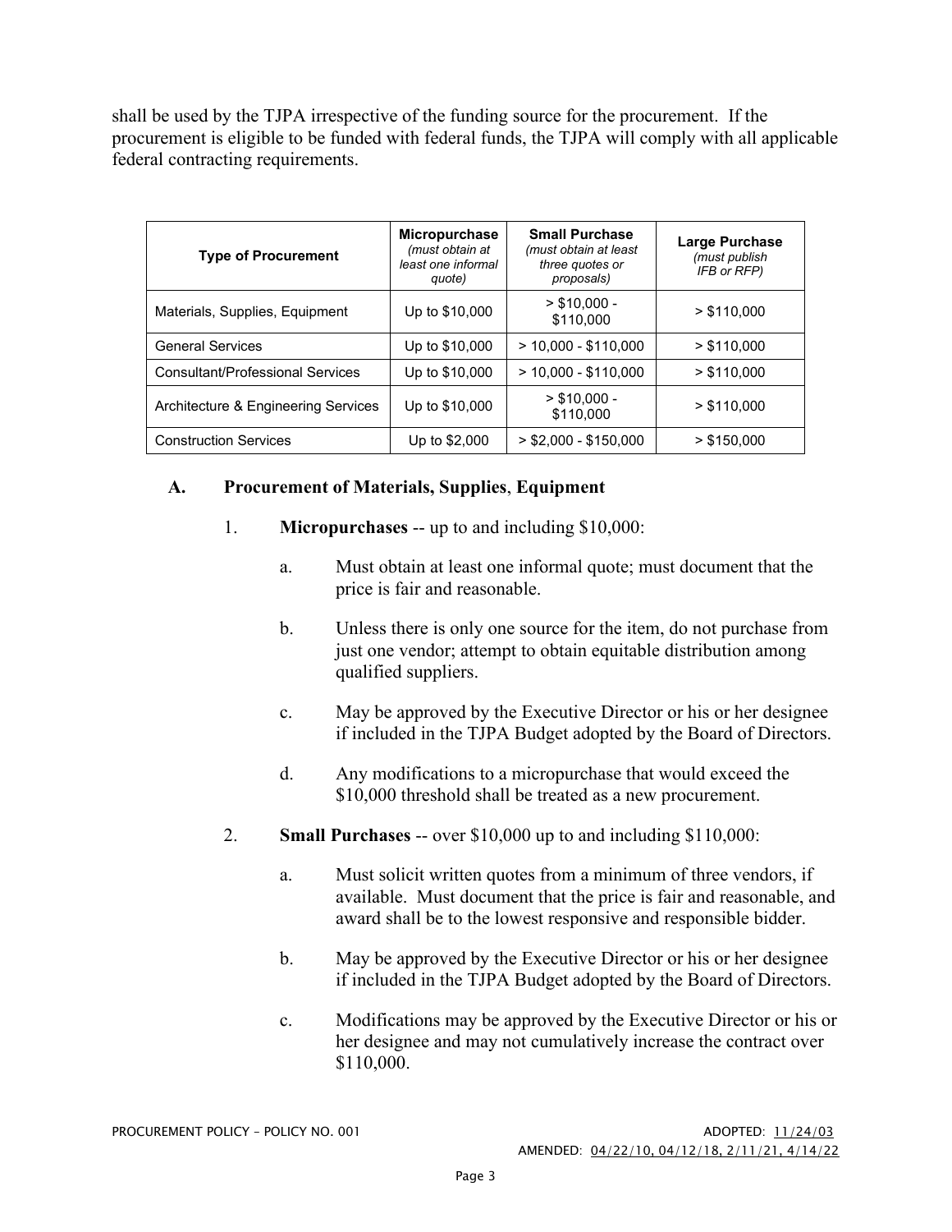shall be used by the TJPA irrespective of the funding source for the procurement. If the procurement is eligible to be funded with federal funds, the TJPA will comply with all applicable federal contracting requirements.

| Type of Procurement | **Micropurchase** *(must obtain at least one informal quote)* | **Small Purchase** *(must obtain at least three quotes or proposals)* | **Large Purchase** *(must publish IFB or RFP)* |
|---|---|---|---|
| Materials, Supplies, Equipment | Up to $10,000 | > $10,000 - $110,000 | > $110,000 |
| General Services | Up to $10,000 | > 10,000 - $110,000 | > $110,000 |
| Consultant/Professional Services | Up to $10,000 | > 10,000 - $110,000 | > $110,000 |
| Architecture & Engineering Services | Up to $10,000 | > $10,000 - $110,000 | > $110,000 |
| Construction Services | Up to $2,000 | > $2,000 - $150,000 | > $150,000 |

## A. Procurement of Materials, Supplies, Equipment

1. **Micropurchases** -- up to and including $10,000:

   a. Must obtain at least one informal quote; must document that the price is fair and reasonable.

   b. Unless there is only one source for the item, do not purchase from just one vendor; attempt to obtain equitable distribution among qualified suppliers.

   c. May be approved by the Executive Director or his or her designee if included in the TJPA Budget adopted by the Board of Directors.

   d. Any modifications to a micropurchase that would exceed the $10,000 threshold shall be treated as a new procurement.

2. **Small Purchases** -- over $10,000 up to and including $110,000:

   a. Must solicit written quotes from a minimum of three vendors, if available. Must document that the price is fair and reasonable, and award shall be to the lowest responsive and responsible bidder.

   b. May be approved by the Executive Director or his or her designee if included in the TJPA Budget adopted by the Board of Directors.

   c. Modifications may be approved by the Executive Director or his or her designee and may not cumulatively increase the contract over $110,000.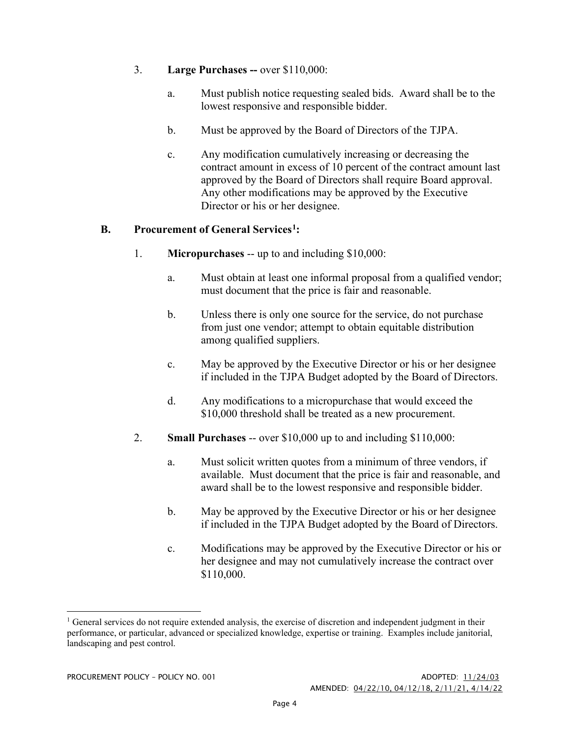3. **Large Purchases --** over $110,000:

   a. Must publish notice requesting sealed bids. Award shall be to the lowest responsive and responsible bidder.

   b. Must be approved by the Board of Directors of the TJPA.

   c. Any modification cumulatively increasing or decreasing the contract amount in excess of 10 percent of the contract amount last approved by the Board of Directors shall require Board approval. Any other modifications may be approved by the Executive Director or his or her designee.

## B. Procurement of General Services[1]:

1. **Micropurchases** -- up to and including $10,000:

   a. Must obtain at least one informal proposal from a qualified vendor; must document that the price is fair and reasonable.

   b. Unless there is only one source for the service, do not purchase from just one vendor; attempt to obtain equitable distribution among qualified suppliers.

   c. May be approved by the Executive Director or his or her designee if included in the TJPA Budget adopted by the Board of Directors.

   d. Any modifications to a micropurchase that would exceed the $10,000 threshold shall be treated as a new procurement.

2. **Small Purchases** -- over $10,000 up to and including $110,000:

   a. Must solicit written quotes from a minimum of three vendors, if available. Must document that the price is fair and reasonable, and award shall be to the lowest responsive and responsible bidder.

   b. May be approved by the Executive Director or his or her designee if included in the TJPA Budget adopted by the Board of Directors.

   c. Modifications may be approved by the Executive Director or his or her designee and may not cumulatively increase the contract over $110,000.

---

[1] General services do not require extended analysis, the exercise of discretion and independent judgment in their performance, or particular, advanced or specialized knowledge, expertise or training. Examples include janitorial, landscaping and pest control.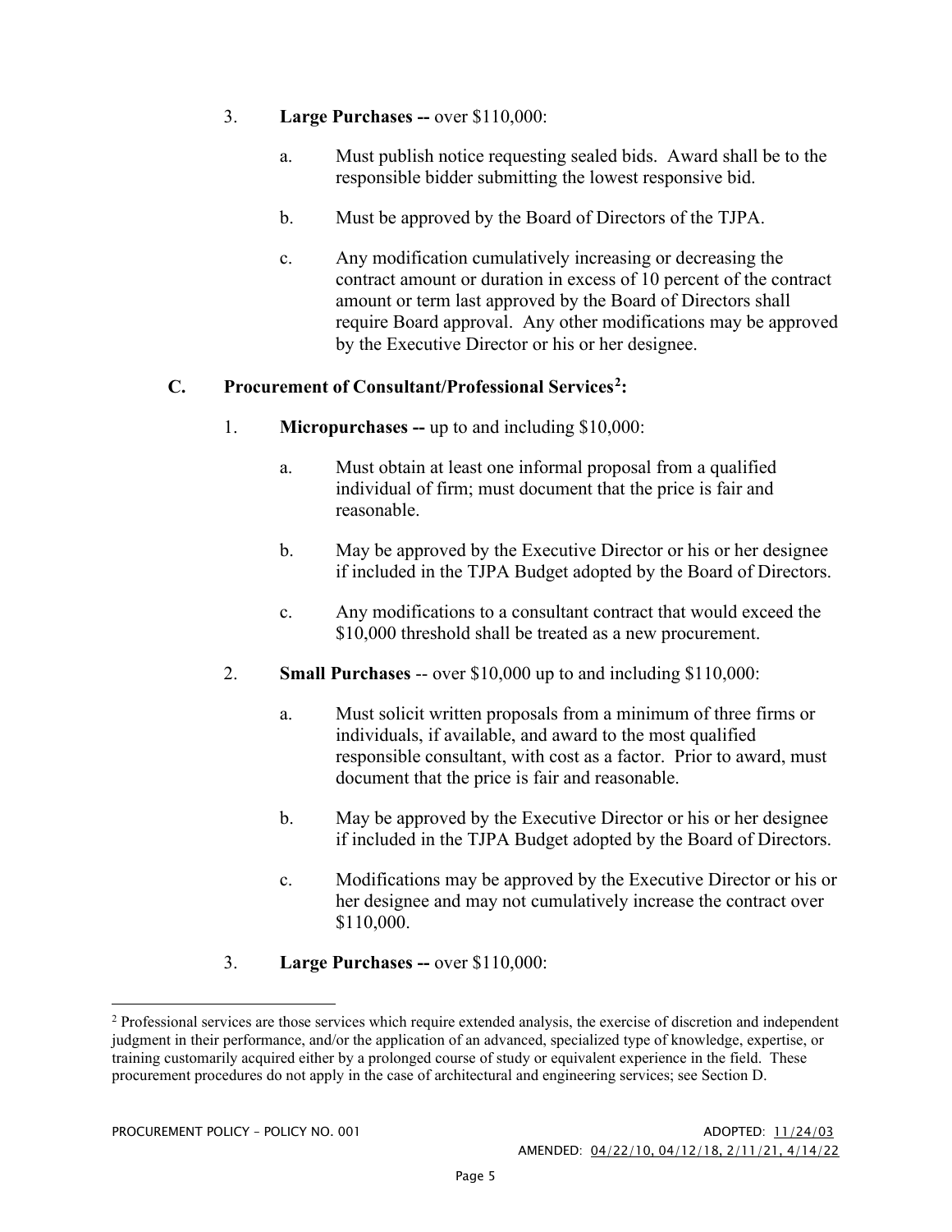3. **Large Purchases --** over $110,000:

   a. Must publish notice requesting sealed bids. Award shall be to the responsible bidder submitting the lowest responsive bid.

   b. Must be approved by the Board of Directors of the TJPA.

   c. Any modification cumulatively increasing or decreasing the contract amount or duration in excess of 10 percent of the contract amount or term last approved by the Board of Directors shall require Board approval. Any other modifications may be approved by the Executive Director or his or her designee.

## C. Procurement of Consultant/Professional Services[2]:

1. **Micropurchases --** up to and including $10,000:

   a. Must obtain at least one informal proposal from a qualified individual of firm; must document that the price is fair and reasonable.

   b. May be approved by the Executive Director or his or her designee if included in the TJPA Budget adopted by the Board of Directors.

   c. Any modifications to a consultant contract that would exceed the $10,000 threshold shall be treated as a new procurement.

2. **Small Purchases** -- over $10,000 up to and including $110,000:

   a. Must solicit written proposals from a minimum of three firms or individuals, if available, and award to the most qualified responsible consultant, with cost as a factor. Prior to award, must document that the price is fair and reasonable.

   b. May be approved by the Executive Director or his or her designee if included in the TJPA Budget adopted by the Board of Directors.

   c. Modifications may be approved by the Executive Director or his or her designee and may not cumulatively increase the contract over $110,000.

3. **Large Purchases --** over $110,000:

---

[2] Professional services are those services which require extended analysis, the exercise of discretion and independent judgment in their performance, and/or the application of an advanced, specialized type of knowledge, expertise, or training customarily acquired either by a prolonged course of study or equivalent experience in the field. These procurement procedures do not apply in the case of architectural and engineering services; see Section D.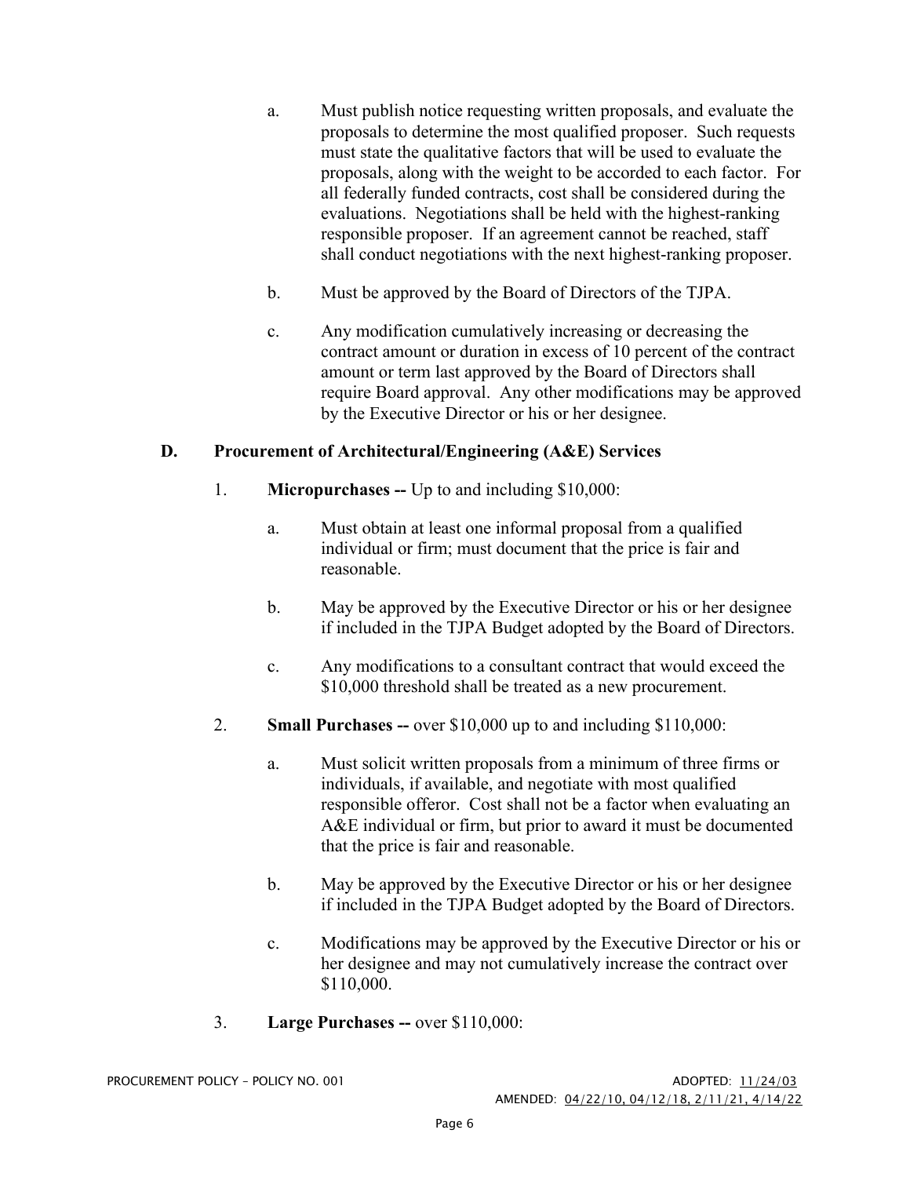a. Must publish notice requesting written proposals, and evaluate the proposals to determine the most qualified proposer. Such requests must state the qualitative factors that will be used to evaluate the proposals, along with the weight to be accorded to each factor. For all federally funded contracts, cost shall be considered during the evaluations. Negotiations shall be held with the highest-ranking responsible proposer. If an agreement cannot be reached, staff shall conduct negotiations with the next highest-ranking proposer.

b. Must be approved by the Board of Directors of the TJPA.

c. Any modification cumulatively increasing or decreasing the contract amount or duration in excess of 10 percent of the contract amount or term last approved by the Board of Directors shall require Board approval. Any other modifications may be approved by the Executive Director or his or her designee.

### D. Procurement of Architectural/Engineering (A&E) Services

1. **Micropurchases --** Up to and including $10,000:

   a. Must obtain at least one informal proposal from a qualified individual or firm; must document that the price is fair and reasonable.

   b. May be approved by the Executive Director or his or her designee if included in the TJPA Budget adopted by the Board of Directors.

   c. Any modifications to a consultant contract that would exceed the $10,000 threshold shall be treated as a new procurement.

2. **Small Purchases --** over $10,000 up to and including $110,000:

   a. Must solicit written proposals from a minimum of three firms or individuals, if available, and negotiate with most qualified responsible offeror. Cost shall not be a factor when evaluating an A&E individual or firm, but prior to award it must be documented that the price is fair and reasonable.

   b. May be approved by the Executive Director or his or her designee if included in the TJPA Budget adopted by the Board of Directors.

   c. Modifications may be approved by the Executive Director or his or her designee and may not cumulatively increase the contract over $110,000.

3. **Large Purchases --** over $110,000: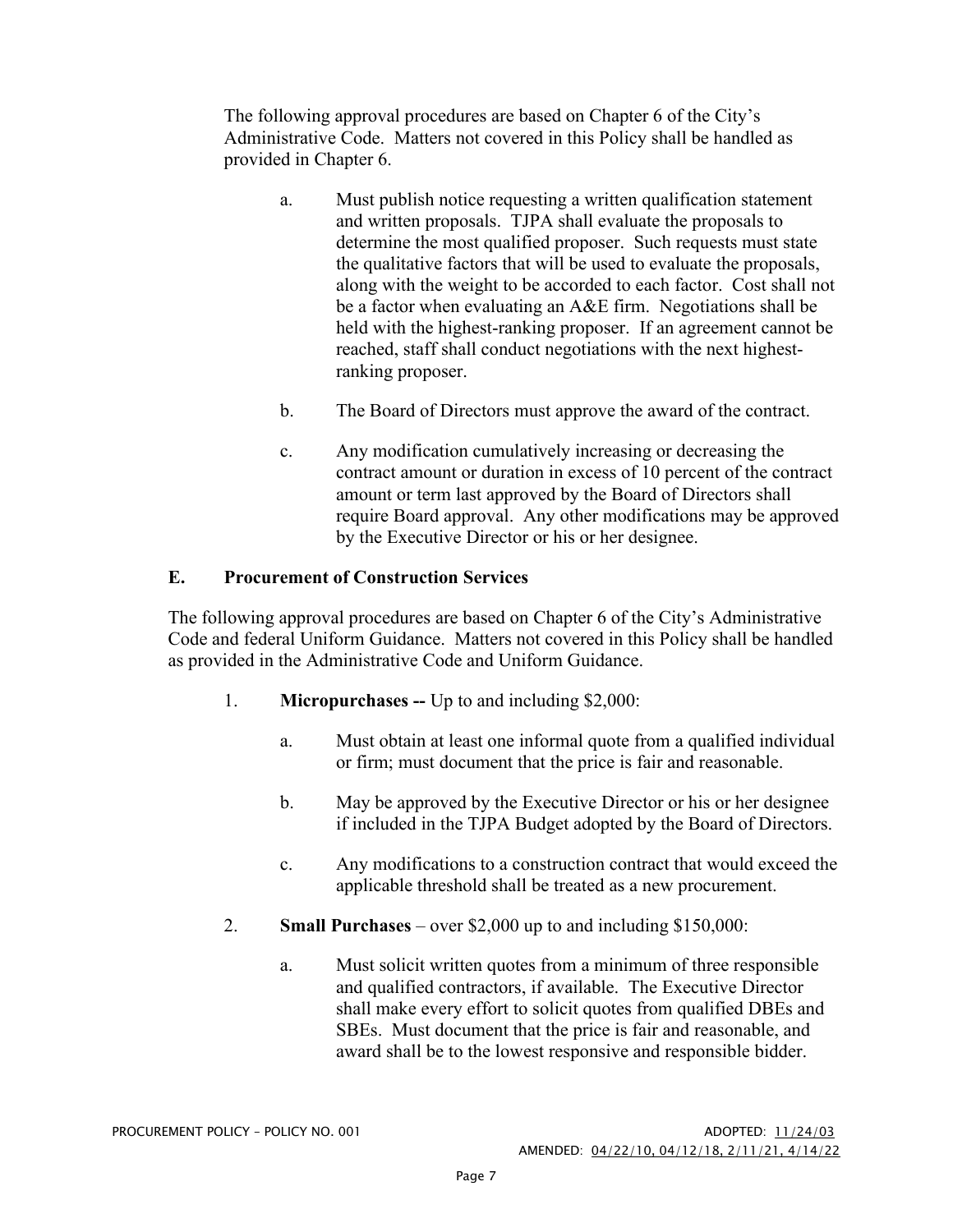The following approval procedures are based on Chapter 6 of the City's Administrative Code. Matters not covered in this Policy shall be handled as provided in Chapter 6.

a. Must publish notice requesting a written qualification statement and written proposals. TJPA shall evaluate the proposals to determine the most qualified proposer. Such requests must state the qualitative factors that will be used to evaluate the proposals, along with the weight to be accorded to each factor. Cost shall not be a factor when evaluating an A&E firm. Negotiations shall be held with the highest-ranking proposer. If an agreement cannot be reached, staff shall conduct negotiations with the next highest-ranking proposer.

b. The Board of Directors must approve the award of the contract.

c. Any modification cumulatively increasing or decreasing the contract amount or duration in excess of 10 percent of the contract amount or term last approved by the Board of Directors shall require Board approval. Any other modifications may be approved by the Executive Director or his or her designee.

## E. Procurement of Construction Services

The following approval procedures are based on Chapter 6 of the City's Administrative Code and federal Uniform Guidance. Matters not covered in this Policy shall be handled as provided in the Administrative Code and Uniform Guidance.

1. **Micropurchases --** Up to and including $2,000:

   a. Must obtain at least one informal quote from a qualified individual or firm; must document that the price is fair and reasonable.

   b. May be approved by the Executive Director or his or her designee if included in the TJPA Budget adopted by the Board of Directors.

   c. Any modifications to a construction contract that would exceed the applicable threshold shall be treated as a new procurement.

2. **Small Purchases** – over $2,000 up to and including $150,000:

   a. Must solicit written quotes from a minimum of three responsible and qualified contractors, if available. The Executive Director shall make every effort to solicit quotes from qualified DBEs and SBEs. Must document that the price is fair and reasonable, and award shall be to the lowest responsive and responsible bidder.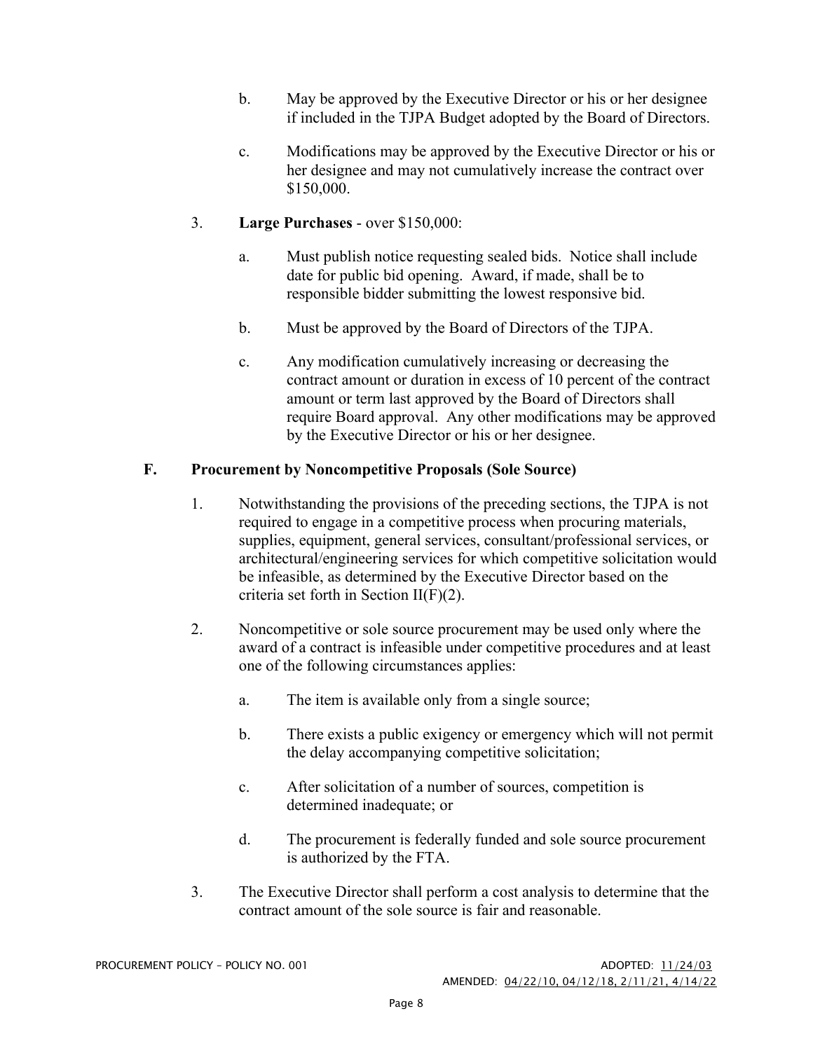b. May be approved by the Executive Director or his or her designee if included in the TJPA Budget adopted by the Board of Directors.

c. Modifications may be approved by the Executive Director or his or her designee and may not cumulatively increase the contract over $150,000.

3. **Large Purchases** - over $150,000:

a. Must publish notice requesting sealed bids. Notice shall include date for public bid opening. Award, if made, shall be to responsible bidder submitting the lowest responsive bid.

b. Must be approved by the Board of Directors of the TJPA.

c. Any modification cumulatively increasing or decreasing the contract amount or duration in excess of 10 percent of the contract amount or term last approved by the Board of Directors shall require Board approval. Any other modifications may be approved by the Executive Director or his or her designee.

## F. Procurement by Noncompetitive Proposals (Sole Source)

1. Notwithstanding the provisions of the preceding sections, the TJPA is not required to engage in a competitive process when procuring materials, supplies, equipment, general services, consultant/professional services, or architectural/engineering services for which competitive solicitation would be infeasible, as determined by the Executive Director based on the criteria set forth in Section II(F)(2).

2. Noncompetitive or sole source procurement may be used only where the award of a contract is infeasible under competitive procedures and at least one of the following circumstances applies:

   a. The item is available only from a single source;

   b. There exists a public exigency or emergency which will not permit the delay accompanying competitive solicitation;

   c. After solicitation of a number of sources, competition is determined inadequate; or

   d. The procurement is federally funded and sole source procurement is authorized by the FTA.

3. The Executive Director shall perform a cost analysis to determine that the contract amount of the sole source is fair and reasonable.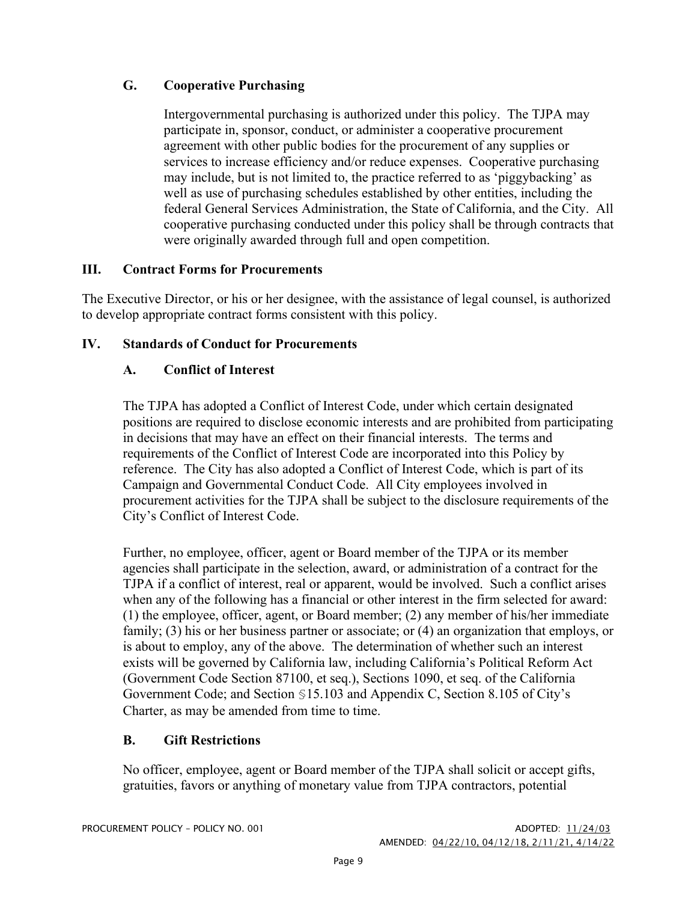### G. Cooperative Purchasing

Intergovernmental purchasing is authorized under this policy. The TJPA may participate in, sponsor, conduct, or administer a cooperative procurement agreement with other public bodies for the procurement of any supplies or services to increase efficiency and/or reduce expenses. Cooperative purchasing may include, but is not limited to, the practice referred to as 'piggybacking' as well as use of purchasing schedules established by other entities, including the federal General Services Administration, the State of California, and the City. All cooperative purchasing conducted under this policy shall be through contracts that were originally awarded through full and open competition.

## III. Contract Forms for Procurements

The Executive Director, or his or her designee, with the assistance of legal counsel, is authorized to develop appropriate contract forms consistent with this policy.

## IV. Standards of Conduct for Procurements

### A. Conflict of Interest

The TJPA has adopted a Conflict of Interest Code, under which certain designated positions are required to disclose economic interests and are prohibited from participating in decisions that may have an effect on their financial interests. The terms and requirements of the Conflict of Interest Code are incorporated into this Policy by reference. The City has also adopted a Conflict of Interest Code, which is part of its Campaign and Governmental Conduct Code. All City employees involved in procurement activities for the TJPA shall be subject to the disclosure requirements of the City's Conflict of Interest Code.

Further, no employee, officer, agent or Board member of the TJPA or its member agencies shall participate in the selection, award, or administration of a contract for the TJPA if a conflict of interest, real or apparent, would be involved. Such a conflict arises when any of the following has a financial or other interest in the firm selected for award: (1) the employee, officer, agent, or Board member; (2) any member of his/her immediate family; (3) his or her business partner or associate; or (4) an organization that employs, or is about to employ, any of the above. The determination of whether such an interest exists will be governed by California law, including California's Political Reform Act (Government Code Section 87100, et seq.), Sections 1090, et seq. of the California Government Code; and Section §15.103 and Appendix C, Section 8.105 of City's Charter, as may be amended from time to time.

### B. Gift Restrictions

No officer, employee, agent or Board member of the TJPA shall solicit or accept gifts, gratuities, favors or anything of monetary value from TJPA contractors, potential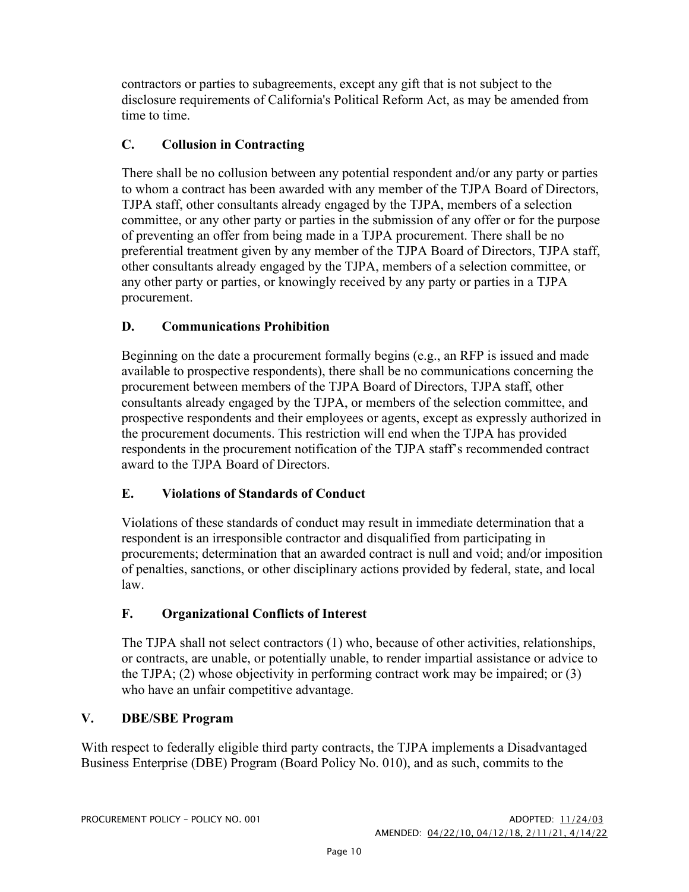contractors or parties to subagreements, except any gift that is not subject to the disclosure requirements of California's Political Reform Act, as may be amended from time to time.

### C. Collusion in Contracting

There shall be no collusion between any potential respondent and/or any party or parties to whom a contract has been awarded with any member of the TJPA Board of Directors, TJPA staff, other consultants already engaged by the TJPA, members of a selection committee, or any other party or parties in the submission of any offer or for the purpose of preventing an offer from being made in a TJPA procurement. There shall be no preferential treatment given by any member of the TJPA Board of Directors, TJPA staff, other consultants already engaged by the TJPA, members of a selection committee, or any other party or parties, or knowingly received by any party or parties in a TJPA procurement.

### D. Communications Prohibition

Beginning on the date a procurement formally begins (e.g., an RFP is issued and made available to prospective respondents), there shall be no communications concerning the procurement between members of the TJPA Board of Directors, TJPA staff, other consultants already engaged by the TJPA, or members of the selection committee, and prospective respondents and their employees or agents, except as expressly authorized in the procurement documents. This restriction will end when the TJPA has provided respondents in the procurement notification of the TJPA staff's recommended contract award to the TJPA Board of Directors.

### E. Violations of Standards of Conduct

Violations of these standards of conduct may result in immediate determination that a respondent is an irresponsible contractor and disqualified from participating in procurements; determination that an awarded contract is null and void; and/or imposition of penalties, sanctions, or other disciplinary actions provided by federal, state, and local law.

### F. Organizational Conflicts of Interest

The TJPA shall not select contractors (1) who, because of other activities, relationships, or contracts, are unable, or potentially unable, to render impartial assistance or advice to the TJPA; (2) whose objectivity in performing contract work may be impaired; or (3) who have an unfair competitive advantage.

## V. DBE/SBE Program

With respect to federally eligible third party contracts, the TJPA implements a Disadvantaged Business Enterprise (DBE) Program (Board Policy No. 010), and as such, commits to the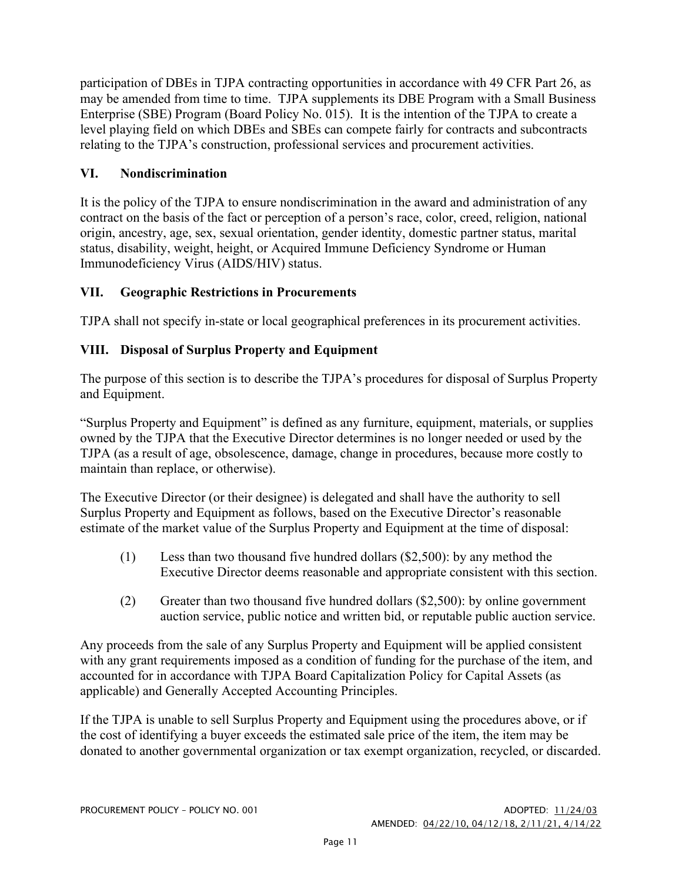participation of DBEs in TJPA contracting opportunities in accordance with 49 CFR Part 26, as may be amended from time to time. TJPA supplements its DBE Program with a Small Business Enterprise (SBE) Program (Board Policy No. 015). It is the intention of the TJPA to create a level playing field on which DBEs and SBEs can compete fairly for contracts and subcontracts relating to the TJPA's construction, professional services and procurement activities.

## VI. Nondiscrimination

It is the policy of the TJPA to ensure nondiscrimination in the award and administration of any contract on the basis of the fact or perception of a person's race, color, creed, religion, national origin, ancestry, age, sex, sexual orientation, gender identity, domestic partner status, marital status, disability, weight, height, or Acquired Immune Deficiency Syndrome or Human Immunodeficiency Virus (AIDS/HIV) status.

## VII. Geographic Restrictions in Procurements

TJPA shall not specify in-state or local geographical preferences in its procurement activities.

## VIII. Disposal of Surplus Property and Equipment

The purpose of this section is to describe the TJPA's procedures for disposal of Surplus Property and Equipment.

"Surplus Property and Equipment" is defined as any furniture, equipment, materials, or supplies owned by the TJPA that the Executive Director determines is no longer needed or used by the TJPA (as a result of age, obsolescence, damage, change in procedures, because more costly to maintain than replace, or otherwise).

The Executive Director (or their designee) is delegated and shall have the authority to sell Surplus Property and Equipment as follows, based on the Executive Director's reasonable estimate of the market value of the Surplus Property and Equipment at the time of disposal:

(1) Less than two thousand five hundred dollars ($2,500): by any method the Executive Director deems reasonable and appropriate consistent with this section.

(2) Greater than two thousand five hundred dollars ($2,500): by online government auction service, public notice and written bid, or reputable public auction service.

Any proceeds from the sale of any Surplus Property and Equipment will be applied consistent with any grant requirements imposed as a condition of funding for the purchase of the item, and accounted for in accordance with TJPA Board Capitalization Policy for Capital Assets (as applicable) and Generally Accepted Accounting Principles.

If the TJPA is unable to sell Surplus Property and Equipment using the procedures above, or if the cost of identifying a buyer exceeds the estimated sale price of the item, the item may be donated to another governmental organization or tax exempt organization, recycled, or discarded.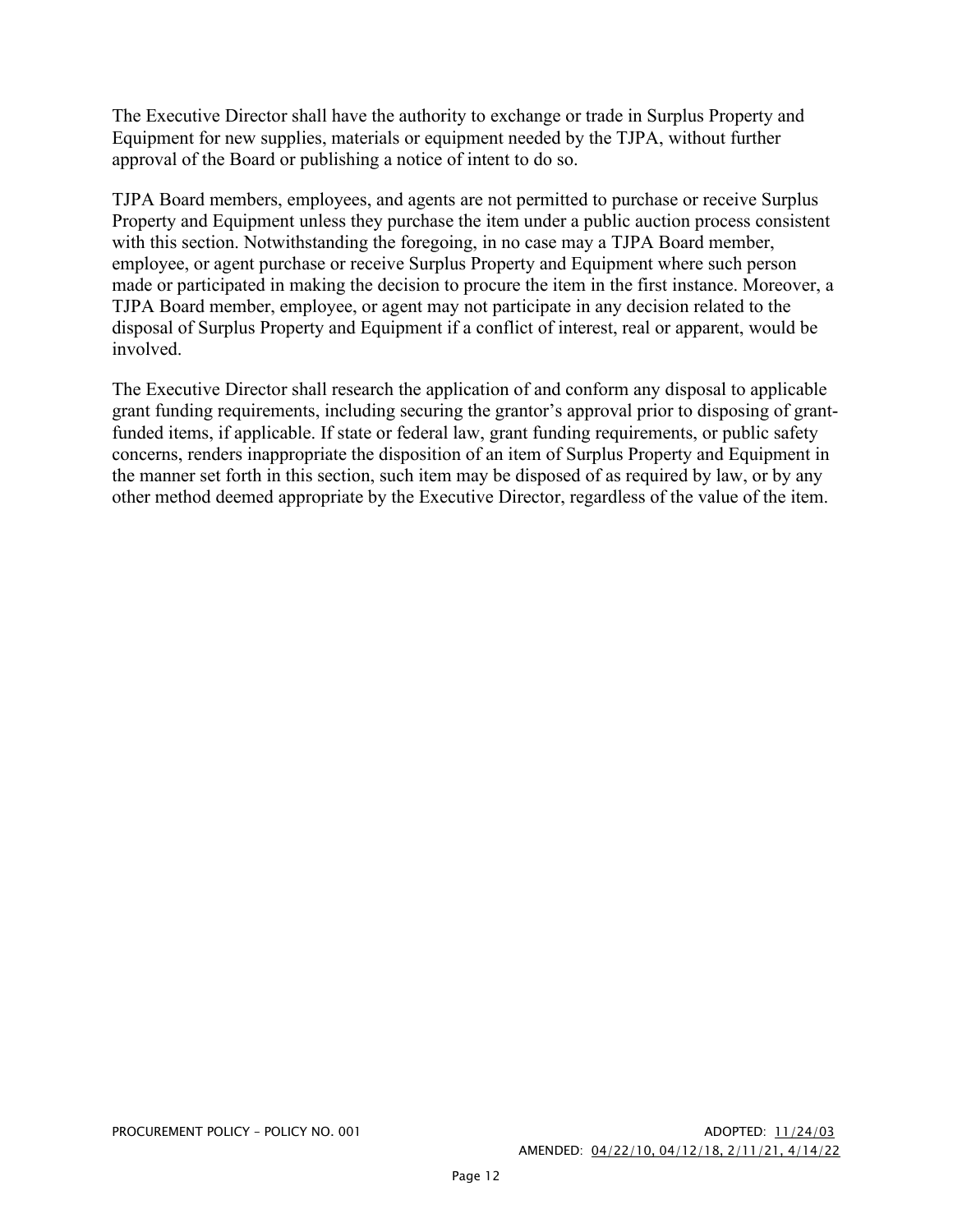The Executive Director shall have the authority to exchange or trade in Surplus Property and Equipment for new supplies, materials or equipment needed by the TJPA, without further approval of the Board or publishing a notice of intent to do so.

TJPA Board members, employees, and agents are not permitted to purchase or receive Surplus Property and Equipment unless they purchase the item under a public auction process consistent with this section. Notwithstanding the foregoing, in no case may a TJPA Board member, employee, or agent purchase or receive Surplus Property and Equipment where such person made or participated in making the decision to procure the item in the first instance. Moreover, a TJPA Board member, employee, or agent may not participate in any decision related to the disposal of Surplus Property and Equipment if a conflict of interest, real or apparent, would be involved.

The Executive Director shall research the application of and conform any disposal to applicable grant funding requirements, including securing the grantor's approval prior to disposing of grant-funded items, if applicable. If state or federal law, grant funding requirements, or public safety concerns, renders inappropriate the disposition of an item of Surplus Property and Equipment in the manner set forth in this section, such item may be disposed of as required by law, or by any other method deemed appropriate by the Executive Director, regardless of the value of the item.